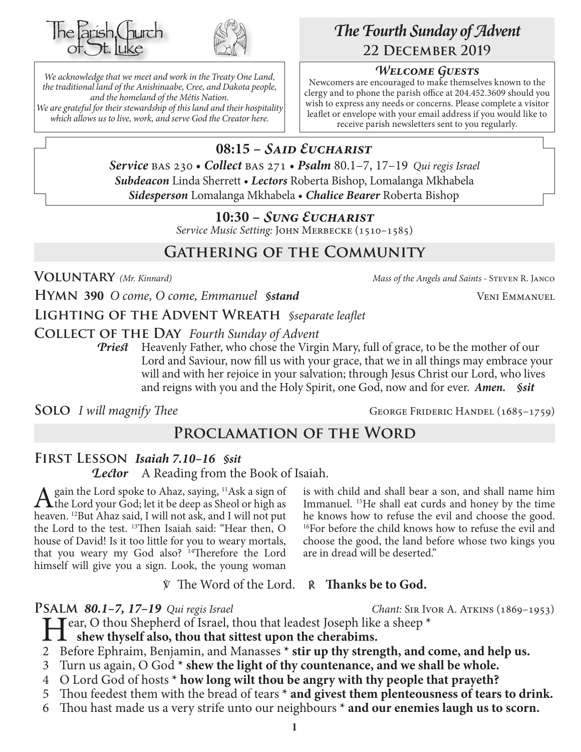The Parish Church of St. Luke

*We acknowledge that we meet and work in the Treaty One Land, the traditional land of the Anishinaabe, Cree, and Dakota people, and the homeland of the Métis Nation. We are grateful for their stewardship of this land and their hospitality which allows us to live, work, and serve God the Creator here.*

# *The Fourth Sunday of Advent*
## 22 December 2019

### *Welcome Guests*

Newcomers are encouraged to make themselves known to the clergy and to phone the parish office at 204.452.3609 should you wish to express any needs or concerns. Please complete a visitor leaflet or envelope with your email address if you would like to receive parish newsletters sent to you regularly.

## 08:15 – *Said Eucharist*

***Service*** BAS 230 • ***Collect*** BAS 271 • ***Psalm*** 80.1–7, 17–19 *Qui regis Israel*
***Subdeacon*** Linda Sherrett • ***Lectors*** Roberta Bishop, Lomalanga Mkhabela
***Sidesperson*** Lomalanga Mkhabela • ***Chalice Bearer*** Roberta Bishop

## 10:30 – *Sung Eucharist*

*Service Music Setting:* John Merbecke (1510–1585)

## Gathering of the Community

**Voluntary** *(Mr. Kinnard)* — *Mass of the Angels and Saints* - Steven R. Janco

**Hymn 390** *O come, O come, Emmanuel* ***§stand*** — Veni Emmanuel

**Lighting of the Advent Wreath** *§separate leaflet*

**Collect of the Day** *Fourth Sunday of Advent*

***Priest*** Heavenly Father, who chose the Virgin Mary, full of grace, to be the mother of our Lord and Saviour, now fill us with your grace, that we in all things may embrace your will and with her rejoice in your salvation; through Jesus Christ our Lord, who lives and reigns with you and the Holy Spirit, one God, now and for ever. ***Amen.*** ***§sit***

**Solo** *I will magnify Thee* — George Frideric Handel (1685–1759)

## Proclamation of the Word

**First Lesson** ***Isaiah 7.10–16*** ***§sit***

***Lector*** A Reading from the Book of Isaiah.

Again the Lord spoke to Ahaz, saying, [11]Ask a sign of the Lord your God; let it be deep as Sheol or high as heaven. [12]But Ahaz said, I will not ask, and I will not put the Lord to the test. [13]Then Isaiah said: "Hear then, O house of David! Is it too little for you to weary mortals, that you weary my God also? [14]Therefore the Lord himself will give you a sign. Look, the young woman is with child and shall bear a son, and shall name him Immanuel. [15]He shall eat curds and honey by the time he knows how to refuse the evil and choose the good. [16]For before the child knows how to refuse the evil and choose the good, the land before whose two kings you are in dread will be deserted."

℣ The Word of the Lord. ℟ **Thanks be to God.**

**Psalm** ***80.1–7, 17–19*** *Qui regis Israel* — *Chant:* Sir Ivor A. Atkins (1869–1953)

Hear, O thou Shepherd of Israel, thou that leadest Joseph like a sheep * **shew thyself also, thou that sittest upon the cherabims.**

2 Before Ephraim, Benjamin, and Manasses * **stir up thy strength, and come, and help us.**

3 Turn us again, O God * **shew the light of thy countenance, and we shall be whole.**

4 O Lord God of hosts * **how long wilt thou be angry with thy people that prayeth?**

5 Thou feedest them with the bread of tears * **and givest them plenteousness of tears to drink.**

6 Thou hast made us a very strife unto our neighbours * **and our enemies laugh us to scorn.**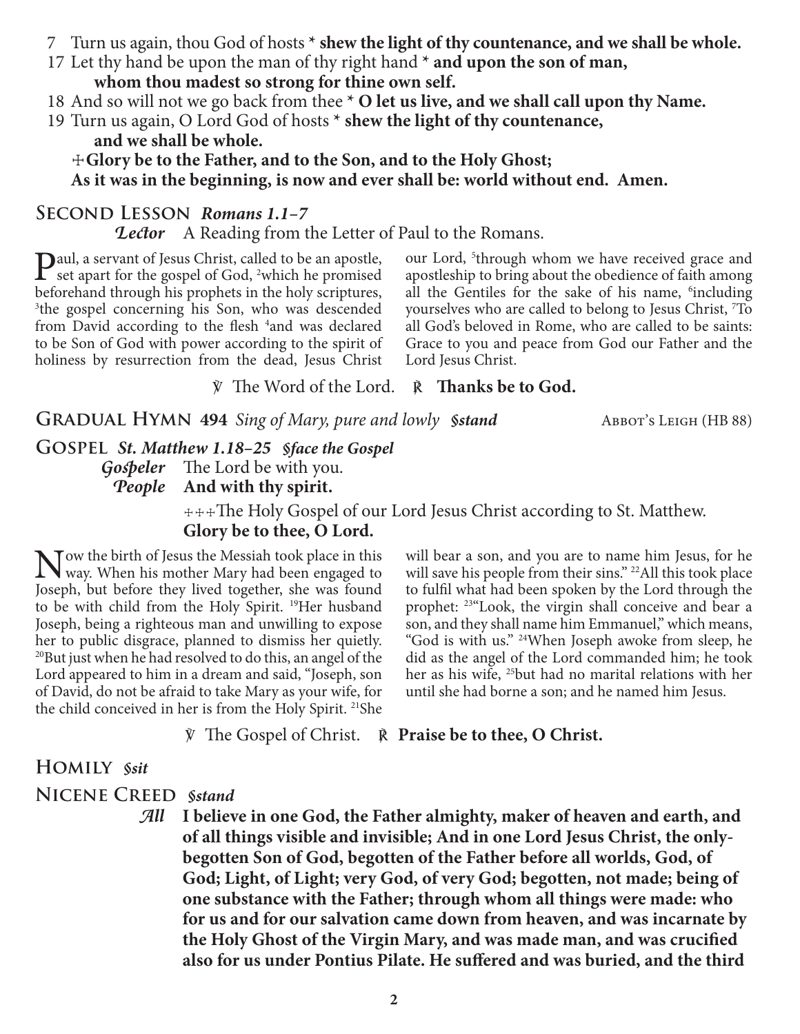7 Turn us again, thou God of hosts * **shew the light of thy countenance, and we shall be whole.**

17 Let thy hand be upon the man of thy right hand * **and upon the son of man, whom thou madest so strong for thine own self.**

18 And so will not we go back from thee * **O let us live, and we shall call upon thy Name.**

19 Turn us again, O Lord God of hosts * **shew the light of thy countenance, and we shall be whole.**

☩ **Glory be to the Father, and to the Son, and to the Holy Ghost;**
**As it was in the beginning, is now and ever shall be: world without end. Amen.**

## Second Lesson *Romans 1.1–7*

***Lector*** A Reading from the Letter of Paul to the Romans.

Paul, a servant of Jesus Christ, called to be an apostle, set apart for the gospel of God, [2]which he promised beforehand through his prophets in the holy scriptures, [3]the gospel concerning his Son, who was descended from David according to the flesh [4]and was declared to be Son of God with power according to the spirit of holiness by resurrection from the dead, Jesus Christ our Lord, [5]through whom we have received grace and apostleship to bring about the obedience of faith among all the Gentiles for the sake of his name, [6]including yourselves who are called to belong to Jesus Christ, [7]To all God's beloved in Rome, who are called to be saints: Grace to you and peace from God our Father and the Lord Jesus Christ.

℣ The Word of the Lord. ℟ **Thanks be to God.**

## Gradual Hymn 494 *Sing of Mary, pure and lowly §stand* Abbot's Leigh (HB 88)

## Gospel *St. Matthew 1.18–25 §face the Gospel*

***Gospeler*** The Lord be with you.
***People*** **And with thy spirit.**

☩☩☩The Holy Gospel of our Lord Jesus Christ according to St. Matthew.
**Glory be to thee, O Lord.**

Now the birth of Jesus the Messiah took place in this way. When his mother Mary had been engaged to Joseph, but before they lived together, she was found to be with child from the Holy Spirit. [19]Her husband Joseph, being a righteous man and unwilling to expose her to public disgrace, planned to dismiss her quietly. [20]But just when he had resolved to do this, an angel of the Lord appeared to him in a dream and said, "Joseph, son of David, do not be afraid to take Mary as your wife, for the child conceived in her is from the Holy Spirit. [21]She will bear a son, and you are to name him Jesus, for he will save his people from their sins." [22]All this took place to fulfil what had been spoken by the Lord through the prophet: [23]"Look, the virgin shall conceive and bear a son, and they shall name him Emmanuel," which means, "God is with us." [24]When Joseph awoke from sleep, he did as the angel of the Lord commanded him; he took her as his wife, [25]but had no marital relations with her until she had borne a son; and he named him Jesus.

℣ The Gospel of Christ. ℟ **Praise be to thee, O Christ.**

## Homily *§sit*

## Nicene Creed *§stand*

***All*** **I believe in one God, the Father almighty, maker of heaven and earth, and of all things visible and invisible; And in one Lord Jesus Christ, the only-begotten Son of God, begotten of the Father before all worlds, God, of God; Light, of Light; very God, of very God; begotten, not made; being of one substance with the Father; through whom all things were made: who for us and for our salvation came down from heaven, and was incarnate by the Holy Ghost of the Virgin Mary, and was made man, and was crucified also for us under Pontius Pilate. He suffered and was buried, and the third**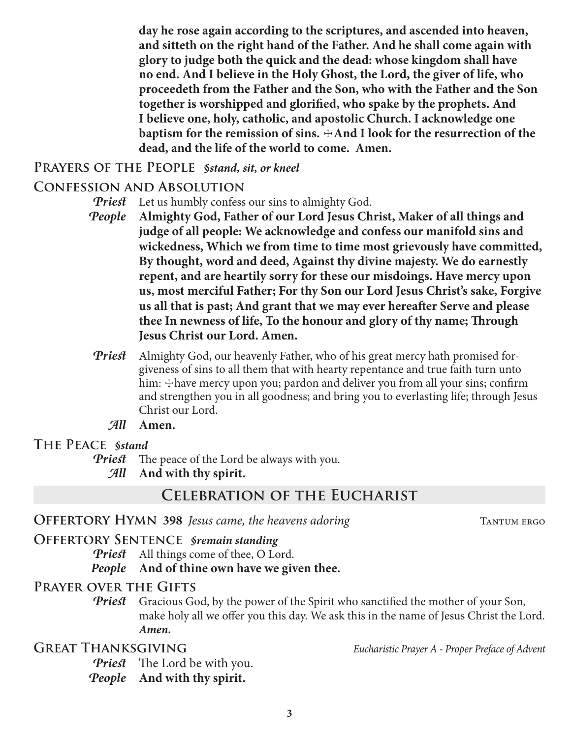**day he rose again according to the scriptures, and ascended into heaven, and sitteth on the right hand of the Father. And he shall come again with glory to judge both the quick and the dead: whose kingdom shall have no end. And I believe in the Holy Ghost, the Lord, the giver of life, who proceedeth from the Father and the Son, who with the Father and the Son together is worshipped and glorified, who spake by the prophets. And I believe one, holy, catholic, and apostolic Church. I acknowledge one baptism for the remission of sins. ☩And I look for the resurrection of the dead, and the life of the world to come. Amen.**

### Prayers of the People *§stand, sit, or kneel*

### Confession and Absolution

*Priest* Let us humbly confess our sins to almighty God.

*People* **Almighty God, Father of our Lord Jesus Christ, Maker of all things and judge of all people: We acknowledge and confess our manifold sins and wickedness, Which we from time to time most grievously have committed, By thought, word and deed, Against thy divine majesty. We do earnestly repent, and are heartily sorry for these our misdoings. Have mercy upon us, most merciful Father; For thy Son our Lord Jesus Christ's sake, Forgive us all that is past; And grant that we may ever hereafter Serve and please thee In newness of life, To the honour and glory of thy name; Through Jesus Christ our Lord. Amen.**

*Priest* Almighty God, our heavenly Father, who of his great mercy hath promised forgiveness of sins to all them that with hearty repentance and true faith turn unto him: ☩have mercy upon you; pardon and deliver you from all your sins; confirm and strengthen you in all goodness; and bring you to everlasting life; through Jesus Christ our Lord.

*All* **Amen.**

### The Peace *§stand*

*Priest* The peace of the Lord be always with you.

*All* **And with thy spirit.**

## Celebration of the Eucharist

### Offertory Hymn 398 *Jesus came, the heavens adoring* — Tantum ergo

### Offertory Sentence *§remain standing*

*Priest* All things come of thee, O Lord.

*People* **And of thine own have we given thee.**

### Prayer over the Gifts

*Priest* Gracious God, by the power of the Spirit who sanctified the mother of your Son, make holy all we offer you this day. We ask this in the name of Jesus Christ the Lord. ***Amen.***

### Great Thanksgiving — *Eucharistic Prayer A - Proper Preface of Advent*

*Priest* The Lord be with you.

*People* **And with thy spirit.**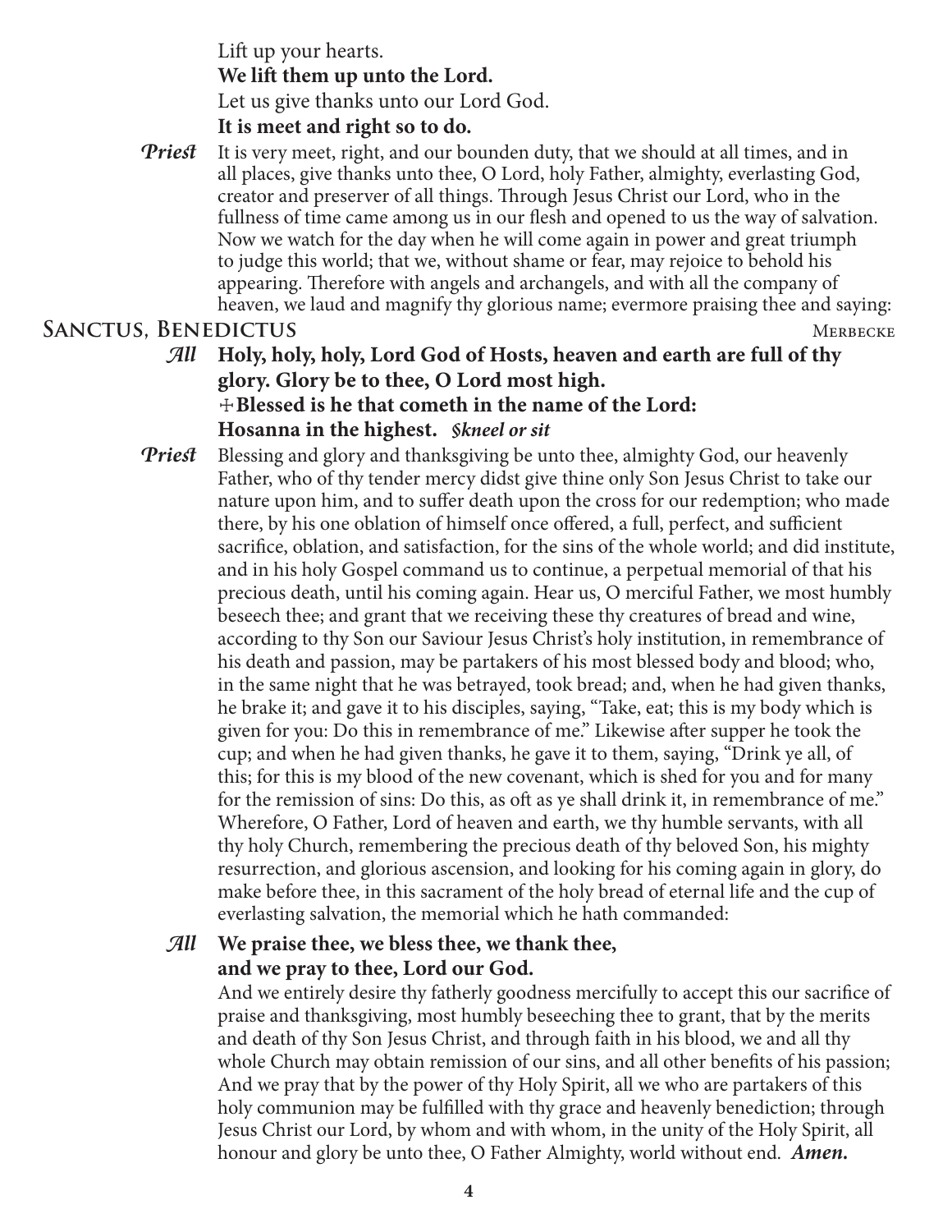Lift up your hearts.

**We lift them up unto the Lord.**

Let us give thanks unto our Lord God.

**It is meet and right so to do.**

***Priest*** It is very meet, right, and our bounden duty, that we should at all times, and in all places, give thanks unto thee, O Lord, holy Father, almighty, everlasting God, creator and preserver of all things. Through Jesus Christ our Lord, who in the fullness of time came among us in our flesh and opened to us the way of salvation. Now we watch for the day when he will come again in power and great triumph to judge this world; that we, without shame or fear, may rejoice to behold his appearing. Therefore with angels and archangels, and with all the company of heaven, we laud and magnify thy glorious name; evermore praising thee and saying:

## Sanctus, Benedictus — Merbecke

***All*** **Holy, holy, holy, Lord God of Hosts, heaven and earth are full of thy glory. Glory be to thee, O Lord most high.**
**☩Blessed is he that cometh in the name of the Lord:**
**Hosanna in the highest.** ***§kneel or sit***

***Priest*** Blessing and glory and thanksgiving be unto thee, almighty God, our heavenly Father, who of thy tender mercy didst give thine only Son Jesus Christ to take our nature upon him, and to suffer death upon the cross for our redemption; who made there, by his one oblation of himself once offered, a full, perfect, and sufficient sacrifice, oblation, and satisfaction, for the sins of the whole world; and did institute, and in his holy Gospel command us to continue, a perpetual memorial of that his precious death, until his coming again. Hear us, O merciful Father, we most humbly beseech thee; and grant that we receiving these thy creatures of bread and wine, according to thy Son our Saviour Jesus Christ's holy institution, in remembrance of his death and passion, may be partakers of his most blessed body and blood; who, in the same night that he was betrayed, took bread; and, when he had given thanks, he brake it; and gave it to his disciples, saying, "Take, eat; this is my body which is given for you: Do this in remembrance of me." Likewise after supper he took the cup; and when he had given thanks, he gave it to them, saying, "Drink ye all, of this; for this is my blood of the new covenant, which is shed for you and for many for the remission of sins: Do this, as oft as ye shall drink it, in remembrance of me." Wherefore, O Father, Lord of heaven and earth, we thy humble servants, with all thy holy Church, remembering the precious death of thy beloved Son, his mighty resurrection, and glorious ascension, and looking for his coming again in glory, do make before thee, in this sacrament of the holy bread of eternal life and the cup of everlasting salvation, the memorial which he hath commanded:

***All*** **We praise thee, we bless thee, we thank thee,**
**and we pray to thee, Lord our God.**

And we entirely desire thy fatherly goodness mercifully to accept this our sacrifice of praise and thanksgiving, most humbly beseeching thee to grant, that by the merits and death of thy Son Jesus Christ, and through faith in his blood, we and all thy whole Church may obtain remission of our sins, and all other benefits of his passion; And we pray that by the power of thy Holy Spirit, all we who are partakers of this holy communion may be fulfilled with thy grace and heavenly benediction; through Jesus Christ our Lord, by whom and with whom, in the unity of the Holy Spirit, all honour and glory be unto thee, O Father Almighty, world without end. ***Amen.***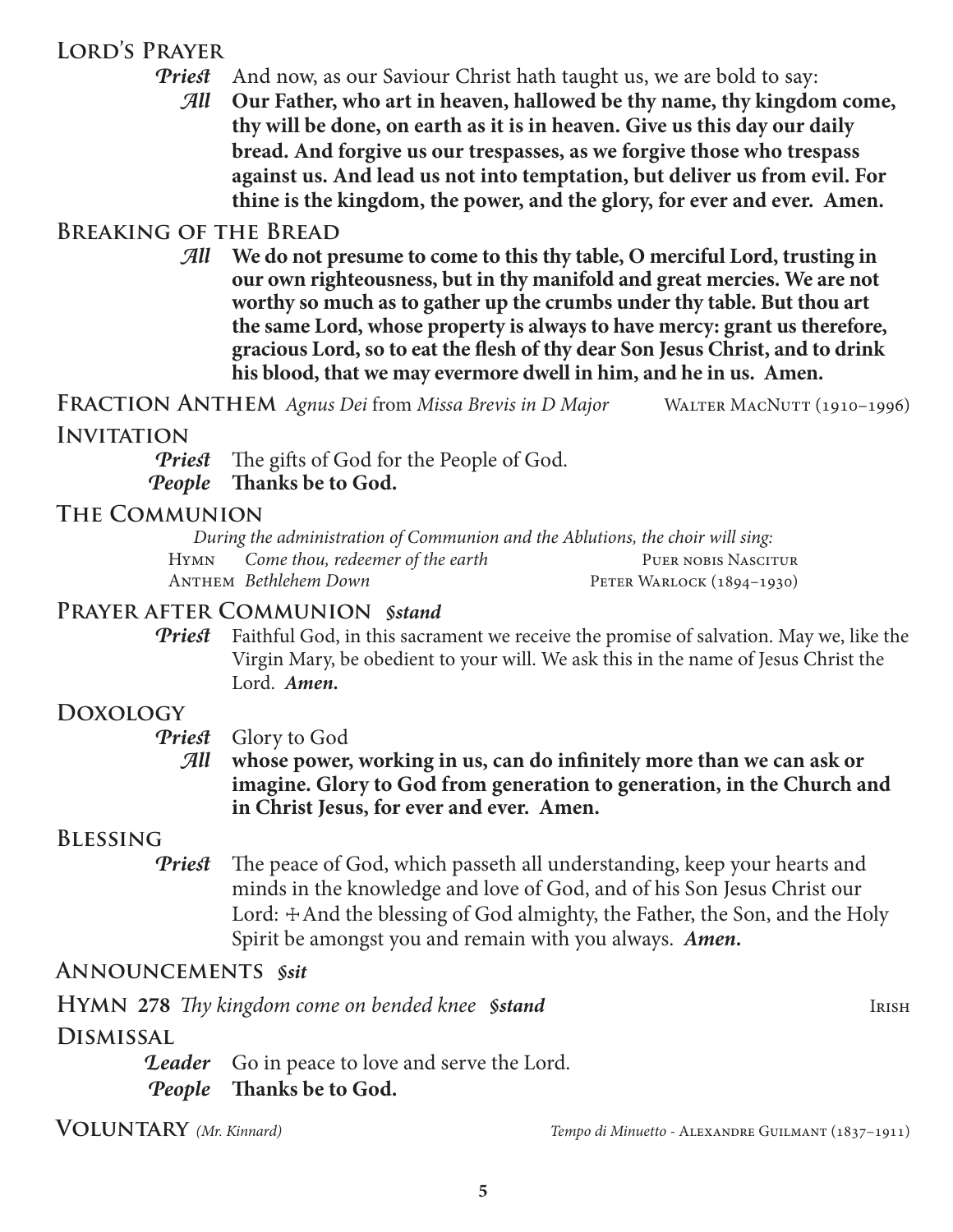## Lord's Prayer

*Priest* And now, as our Saviour Christ hath taught us, we are bold to say:

*All* **Our Father, who art in heaven, hallowed be thy name, thy kingdom come, thy will be done, on earth as it is in heaven. Give us this day our daily bread. And forgive us our trespasses, as we forgive those who trespass against us. And lead us not into temptation, but deliver us from evil. For thine is the kingdom, the power, and the glory, for ever and ever. Amen.**

## Breaking of the Bread

*All* **We do not presume to come to this thy table, O merciful Lord, trusting in our own righteousness, but in thy manifold and great mercies. We are not worthy so much as to gather up the crumbs under thy table. But thou art the same Lord, whose property is always to have mercy: grant us therefore, gracious Lord, so to eat the flesh of thy dear Son Jesus Christ, and to drink his blood, that we may evermore dwell in him, and he in us. Amen.**

## Fraction Anthem *Agnus Dei* from *Missa Brevis in D Major* — Walter MacNutt (1910–1996)

## Invitation

*Priest* The gifts of God for the People of God.

*People* **Thanks be to God.**

## The Communion

*During the administration of Communion and the Ablutions, the choir will sing:*

Hymn *Come thou, redeemer of the earth* — Puer nobis Nascitur

Anthem *Bethlehem Down* — Peter Warlock (1894–1930)

## Prayer after Communion *§stand*

*Priest* Faithful God, in this sacrament we receive the promise of salvation. May we, like the Virgin Mary, be obedient to your will. We ask this in the name of Jesus Christ the Lord. ***Amen.***

## Doxology

*Priest* Glory to God

*All* **whose power, working in us, can do infinitely more than we can ask or imagine. Glory to God from generation to generation, in the Church and in Christ Jesus, for ever and ever. Amen.**

## Blessing

*Priest* The peace of God, which passeth all understanding, keep your hearts and minds in the knowledge and love of God, and of his Son Jesus Christ our Lord: ✠ And the blessing of God almighty, the Father, the Son, and the Holy Spirit be amongst you and remain with you always. ***Amen.***

## Announcements *§sit*

## Hymn 278 *Thy kingdom come on bended knee* *§stand* — Irish

## Dismissal

*Leader* Go in peace to love and serve the Lord.

*People* **Thanks be to God.**

## Voluntary *(Mr. Kinnard)* — *Tempo di Minuetto* - Alexandre Guilmant (1837–1911)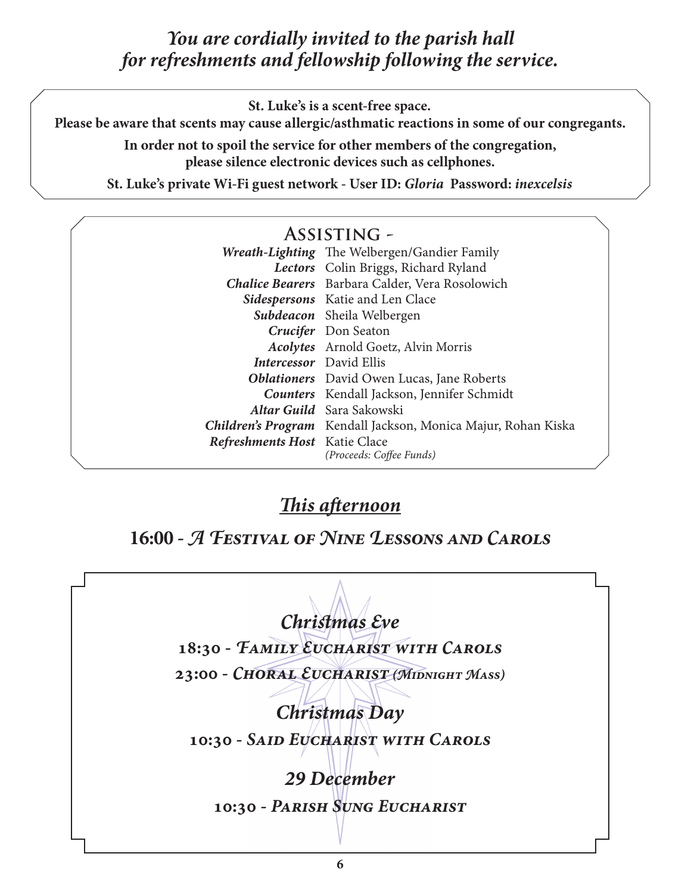*You are cordially invited to the parish hall for refreshments and fellowship following the service.*

**St. Luke's is a scent-free space.**
**Please be aware that scents may cause allergic/asthmatic reactions in some of our congregants.**

**In order not to spoil the service for other members of the congregation, please silence electronic devices such as cellphones.**

**St. Luke's private Wi-Fi guest network - User ID: *Gloria* Password: *inexcelsis***

## Assisting -

| | |
|---|---|
| ***Wreath-Lighting*** | The Welbergen/Gandier Family |
| ***Lectors*** | Colin Briggs, Richard Ryland |
| ***Chalice Bearers*** | Barbara Calder, Vera Rosolowich |
| ***Sidespersons*** | Katie and Len Clace |
| ***Subdeacon*** | Sheila Welbergen |
| ***Crucifer*** | Don Seaton |
| ***Acolytes*** | Arnold Goetz, Alvin Morris |
| ***Intercessor*** | David Ellis |
| ***Oblationers*** | David Owen Lucas, Jane Roberts |
| ***Counters*** | Kendall Jackson, Jennifer Schmidt |
| ***Altar Guild*** | Sara Sakowski |
| ***Children's Program*** | Kendall Jackson, Monica Majur, Rohan Kiska |
| ***Refreshments Host*** | Katie Clace *(Proceeds: Coffee Funds)* |

## *This afternoon*

**16:00 - *A Festival of Nine Lessons and Carols***

### *Christmas Eve*

**18:30 - *Family Eucharist with Carols***

**23:00 - *Choral Eucharist (Midnight Mass)***

### *Christmas Day*

**10:30 - *Said Eucharist with Carols***

### *29 December*

**10:30 - *Parish Sung Eucharist***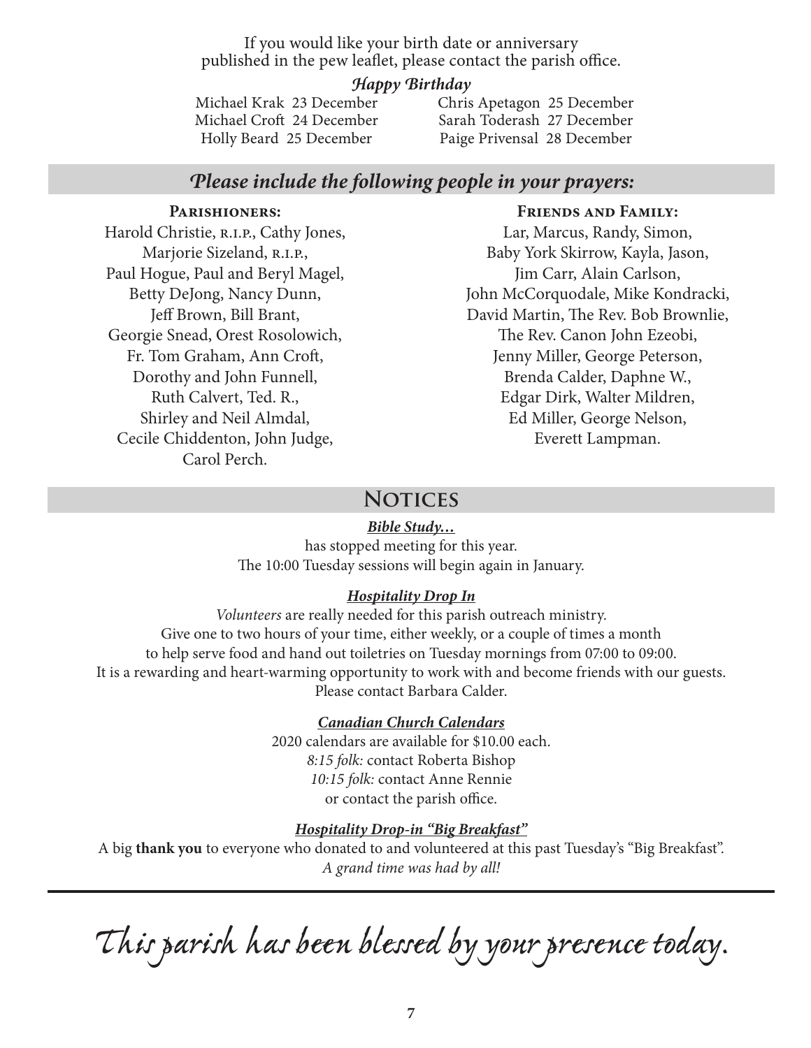If you would like your birth date or anniversary published in the pew leaflet, please contact the parish office.

***Happy Birthday***

Michael Krak 23 December
Michael Croft 24 December
Holly Beard 25 December
Chris Apetagon 25 December
Sarah Toderash 27 December
Paige Privensal 28 December

## *Please include the following people in your prayers:*

**Parishioners:**

Harold Christie, R.I.P., Cathy Jones, Marjorie Sizeland, R.I.P., Paul Hogue, Paul and Beryl Magel, Betty DeJong, Nancy Dunn, Jeff Brown, Bill Brant, Georgie Snead, Orest Rosolowich, Fr. Tom Graham, Ann Croft, Dorothy and John Funnell, Ruth Calvert, Ted. R., Shirley and Neil Almdal, Cecile Chiddenton, John Judge, Carol Perch.

**Friends and Family:**

Lar, Marcus, Randy, Simon, Baby York Skirrow, Kayla, Jason, Jim Carr, Alain Carlson, John McCorquodale, Mike Kondracki, David Martin, The Rev. Bob Brownlie, The Rev. Canon John Ezeobi, Jenny Miller, George Peterson, Brenda Calder, Daphne W., Edgar Dirk, Walter Mildren, Ed Miller, George Nelson, Everett Lampman.

## Notices

***Bible Study…***

has stopped meeting for this year.
The 10:00 Tuesday sessions will begin again in January.

***Hospitality Drop In***

*Volunteers* are really needed for this parish outreach ministry.
Give one to two hours of your time, either weekly, or a couple of times a month to help serve food and hand out toiletries on Tuesday mornings from 07:00 to 09:00.
It is a rewarding and heart-warming opportunity to work with and become friends with our guests.
Please contact Barbara Calder.

***Canadian Church Calendars***

2020 calendars are available for $10.00 each.
*8:15 folk:* contact Roberta Bishop
*10:15 folk:* contact Anne Rennie
or contact the parish office.

***Hospitality Drop-in "Big Breakfast"***

A big **thank you** to everyone who donated to and volunteered at this past Tuesday's "Big Breakfast".
*A grand time was had by all!*

---

*This parish has been blessed by your presence today.*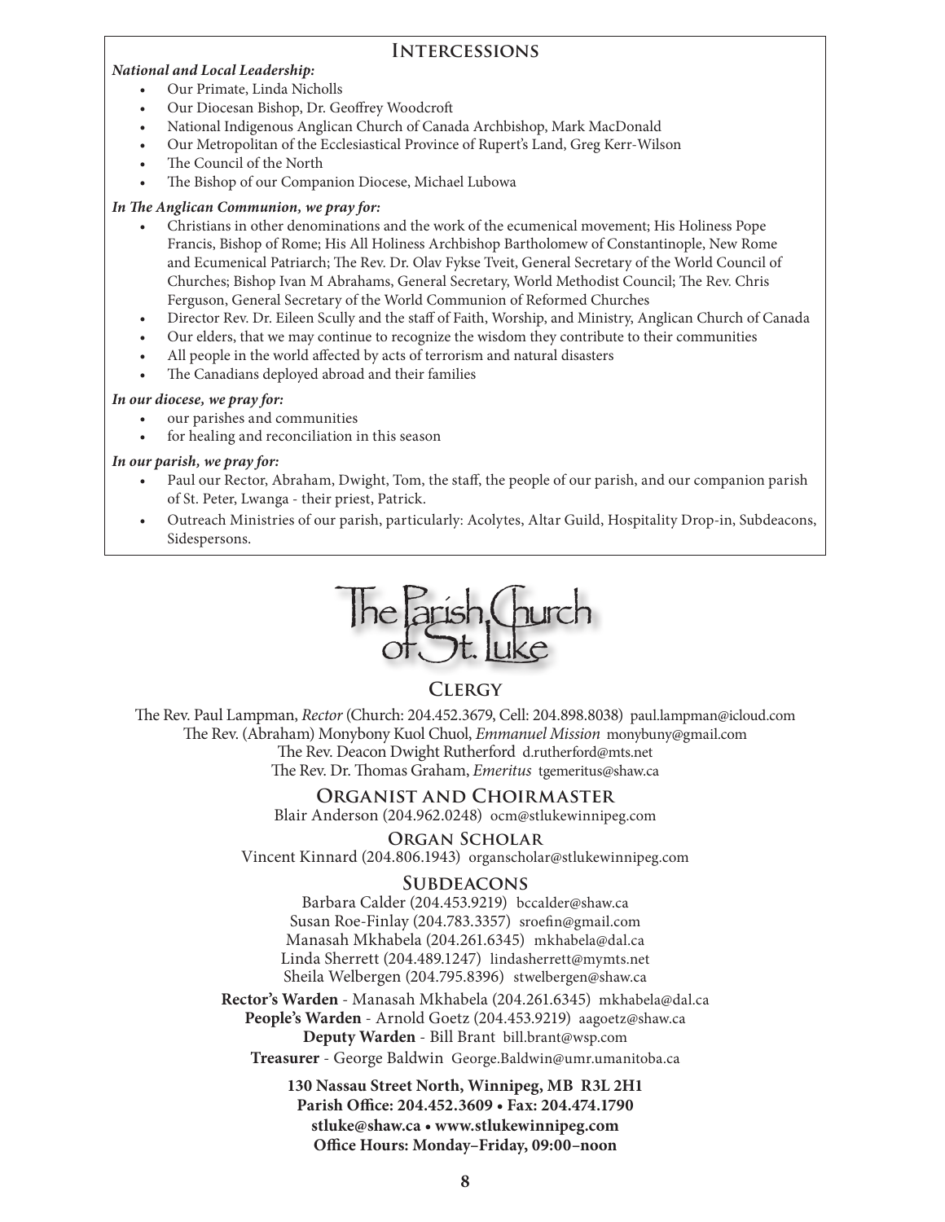## Intercessions

***National and Local Leadership:***

- Our Primate, Linda Nicholls
- Our Diocesan Bishop, Dr. Geoffrey Woodcroft
- National Indigenous Anglican Church of Canada Archbishop, Mark MacDonald
- Our Metropolitan of the Ecclesiastical Province of Rupert's Land, Greg Kerr-Wilson
- The Council of the North
- The Bishop of our Companion Diocese, Michael Lubowa

***In The Anglican Communion, we pray for:***

- Christians in other denominations and the work of the ecumenical movement; His Holiness Pope Francis, Bishop of Rome; His All Holiness Archbishop Bartholomew of Constantinople, New Rome and Ecumenical Patriarch; The Rev. Dr. Olav Fykse Tveit, General Secretary of the World Council of Churches; Bishop Ivan M Abrahams, General Secretary, World Methodist Council; The Rev. Chris Ferguson, General Secretary of the World Communion of Reformed Churches
- Director Rev. Dr. Eileen Scully and the staff of Faith, Worship, and Ministry, Anglican Church of Canada
- Our elders, that we may continue to recognize the wisdom they contribute to their communities
- All people in the world affected by acts of terrorism and natural disasters
- The Canadians deployed abroad and their families

***In our diocese, we pray for:***

- our parishes and communities
- for healing and reconciliation in this season

***In our parish, we pray for:***

- Paul our Rector, Abraham, Dwight, Tom, the staff, the people of our parish, and our companion parish of St. Peter, Lwanga - their priest, Patrick.
- Outreach Ministries of our parish, particularly: Acolytes, Altar Guild, Hospitality Drop-in, Subdeacons, Sidespersons.

# The Parish Church of St. Luke

## Clergy

The Rev. Paul Lampman, *Rector* (Church: 204.452.3679, Cell: 204.898.8038) paul.lampman@icloud.com
The Rev. (Abraham) Monybony Kuol Chuol, *Emmanuel Mission* monybuny@gmail.com
The Rev. Deacon Dwight Rutherford d.rutherford@mts.net
The Rev. Dr. Thomas Graham, *Emeritus* tgemeritus@shaw.ca

## Organist and Choirmaster

Blair Anderson (204.962.0248) ocm@stlukewinnipeg.com

## Organ Scholar

Vincent Kinnard (204.806.1943) organscholar@stlukewinnipeg.com

## Subdeacons

Barbara Calder (204.453.9219) bccalder@shaw.ca
Susan Roe-Finlay (204.783.3357) sroefin@gmail.com
Manasah Mkhabela (204.261.6345) mkhabela@dal.ca
Linda Sherrett (204.489.1247) lindasherrett@mymts.net
Sheila Welbergen (204.795.8396) stwelbergen@shaw.ca

**Rector's Warden** - Manasah Mkhabela (204.261.6345) mkhabela@dal.ca
**People's Warden** - Arnold Goetz (204.453.9219) aagoetz@shaw.ca
**Deputy Warden** - Bill Brant bill.brant@wsp.com
**Treasurer** - George Baldwin George.Baldwin@umr.umanitoba.ca

**130 Nassau Street North, Winnipeg, MB R3L 2H1**
**Parish Office: 204.452.3609 • Fax: 204.474.1790**
**stluke@shaw.ca • www.stlukewinnipeg.com**
**Office Hours: Monday–Friday, 09:00–noon**